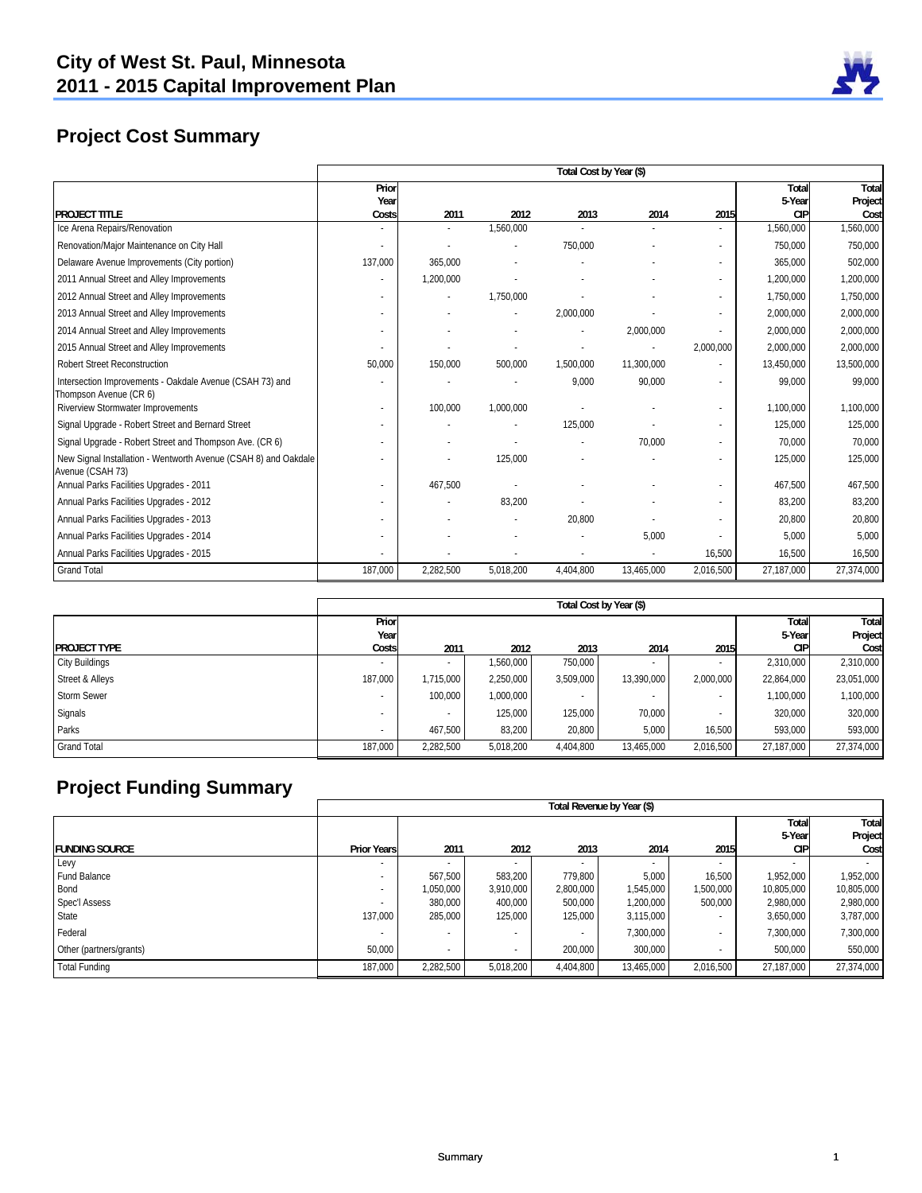# City of West St. Paul, Minnesota
# 2011 - 2015 Capital Improvement Plan

## Project Cost Summary

| | Total Cost by Year ($) | | | | | | | |
|---|---|---|---|---|---|---|---|---|
| PROJECT TITLE | Prior Year Costs | 2011 | 2012 | 2013 | 2014 | 2015 | Total 5-Year CIP | Total Project Cost |
| Ice Arena Repairs/Renovation | - | - | 1,560,000 | - | - | - | 1,560,000 | 1,560,000 |
| Renovation/Major Maintenance on City Hall | - | - | - | 750,000 | - | - | 750,000 | 750,000 |
| Delaware Avenue Improvements (City portion) | 137,000 | 365,000 | - | - | - | - | 365,000 | 502,000 |
| 2011 Annual Street and Alley Improvements | - | 1,200,000 | - | - | - | - | 1,200,000 | 1,200,000 |
| 2012 Annual Street and Alley Improvements | - | - | 1,750,000 | - | - | - | 1,750,000 | 1,750,000 |
| 2013 Annual Street and Alley Improvements | - | - | - | 2,000,000 | - | - | 2,000,000 | 2,000,000 |
| 2014 Annual Street and Alley Improvements | - | - | - | - | 2,000,000 | - | 2,000,000 | 2,000,000 |
| 2015 Annual Street and Alley Improvements | - | - | - | - | - | 2,000,000 | 2,000,000 | 2,000,000 |
| Robert Street Reconstruction | 50,000 | 150,000 | 500,000 | 1,500,000 | 11,300,000 | - | 13,450,000 | 13,500,000 |
| Intersection Improvements - Oakdale Avenue (CSAH 73) and Thompson Avenue (CR 6) | - | - | - | 9,000 | 90,000 | - | 99,000 | 99,000 |
| Riverview Stormwater Improvements | - | 100,000 | 1,000,000 | - | - | - | 1,100,000 | 1,100,000 |
| Signal Upgrade - Robert Street and Bernard Street | - | - | - | 125,000 | - | - | 125,000 | 125,000 |
| Signal Upgrade - Robert Street and Thompson Ave. (CR 6) | - | - | - | - | 70,000 | - | 70,000 | 70,000 |
| New Signal Installation - Wentworth Avenue (CSAH 8) and Oakdale Avenue (CSAH 73) | - | - | 125,000 | - | - | - | 125,000 | 125,000 |
| Annual Parks Facilities Upgrades - 2011 | - | 467,500 | - | - | - | - | 467,500 | 467,500 |
| Annual Parks Facilities Upgrades - 2012 | - | - | 83,200 | - | - | - | 83,200 | 83,200 |
| Annual Parks Facilities Upgrades - 2013 | - | - | - | 20,800 | - | - | 20,800 | 20,800 |
| Annual Parks Facilities Upgrades - 2014 | - | - | - | - | 5,000 | - | 5,000 | 5,000 |
| Annual Parks Facilities Upgrades - 2015 | - | - | - | - | - | 16,500 | 16,500 | 16,500 |
| Grand Total | 187,000 | 2,282,500 | 5,018,200 | 4,404,800 | 13,465,000 | 2,016,500 | 27,187,000 | 27,374,000 |

| | Total Cost by Year ($) | | | | | | | |
|---|---|---|---|---|---|---|---|---|
| PROJECT TYPE | Prior Year Costs | 2011 | 2012 | 2013 | 2014 | 2015 | Total 5-Year CIP | Total Project Cost |
| City Buildings | - | - | 1,560,000 | 750,000 | - | - | 2,310,000 | 2,310,000 |
| Street & Alleys | 187,000 | 1,715,000 | 2,250,000 | 3,509,000 | 13,390,000 | 2,000,000 | 22,864,000 | 23,051,000 |
| Storm Sewer | - | 100,000 | 1,000,000 | - | - | - | 1,100,000 | 1,100,000 |
| Signals | - | - | 125,000 | 125,000 | 70,000 | - | 320,000 | 320,000 |
| Parks | - | 467,500 | 83,200 | 20,800 | 5,000 | 16,500 | 593,000 | 593,000 |
| Grand Total | 187,000 | 2,282,500 | 5,018,200 | 4,404,800 | 13,465,000 | 2,016,500 | 27,187,000 | 27,374,000 |

## Project Funding Summary

| | Total Revenue by Year ($) | | | | | | | |
|---|---|---|---|---|---|---|---|---|
| FUNDING SOURCE | Prior Years | 2011 | 2012 | 2013 | 2014 | 2015 | Total 5-Year CIP | Total Project Cost |
| Levy | - | - | - | - | - | - | - | - |
| Fund Balance | - | 567,500 | 583,200 | 779,800 | 5,000 | 16,500 | 1,952,000 | 1,952,000 |
| Bond | - | 1,050,000 | 3,910,000 | 2,800,000 | 1,545,000 | 1,500,000 | 10,805,000 | 10,805,000 |
| Spec'l Assess | - | 380,000 | 400,000 | 500,000 | 1,200,000 | 500,000 | 2,980,000 | 2,980,000 |
| State | 137,000 | 285,000 | 125,000 | 125,000 | 3,115,000 | - | 3,650,000 | 3,787,000 |
| Federal | - | - | - | - | 7,300,000 | - | 7,300,000 | 7,300,000 |
| Other (partners/grants) | 50,000 | - | - | 200,000 | 300,000 | - | 500,000 | 550,000 |
| Total Funding | 187,000 | 2,282,500 | 5,018,200 | 4,404,800 | 13,465,000 | 2,016,500 | 27,187,000 | 27,374,000 |

Summary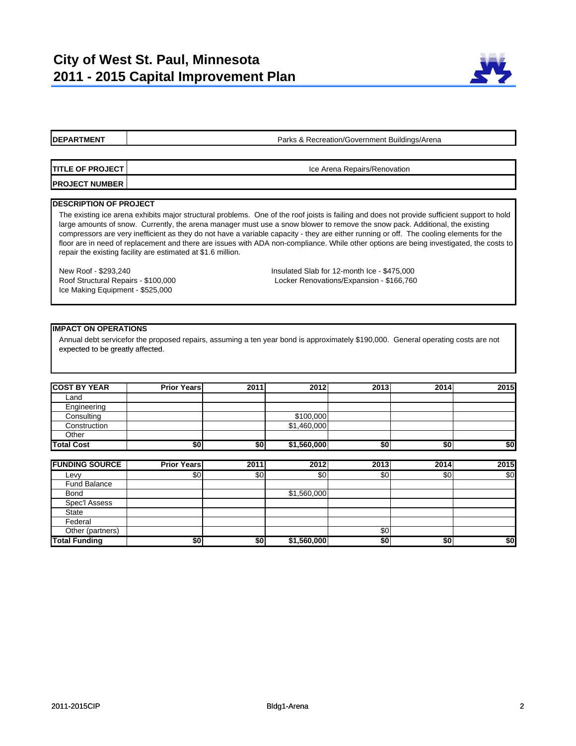# City of West St. Paul, Minnesota
# 2011 - 2015 Capital Improvement Plan

| DEPARTMENT | Parks & Recreation/Government Buildings/Arena |
|---|---|

| TITLE OF PROJECT | Ice Arena Repairs/Renovation |
|---|---|
| PROJECT NUMBER | |

**DESCRIPTION OF PROJECT**

The existing ice arena exhibits major structural problems. One of the roof joists is failing and does not provide sufficient support to hold large amounts of snow. Currently, the arena manager must use a snow blower to remove the snow pack. Additional, the existing compressors are very inefficient as they do not have a variable capacity - they are either running or off. The cooling elements for the floor are in need of replacement and there are issues with ADA non-compliance. While other options are being investigated, the costs to repair the existing facility are estimated at $1.6 million.

New Roof - $293,240
Roof Structural Repairs - $100,000
Ice Making Equipment - $525,000
Insulated Slab for 12-month Ice - $475,000
Locker Renovations/Expansion - $166,760

**IMPACT ON OPERATIONS**

Annual debt servicefor the proposed repairs, assuming a ten year bond is approximately $190,000. General operating costs are not expected to be greatly affected.

| COST BY YEAR | Prior Years | 2011 | 2012 | 2013 | 2014 | 2015 |
|---|---|---|---|---|---|---|
| Land | | | | | | |
| Engineering | | | | | | |
| Consulting | | | $100,000 | | | |
| Construction | | | $1,460,000 | | | |
| Other | | | | | | |
| **Total Cost** | **$0** | **$0** | **$1,560,000** | **$0** | **$0** | **$0** |

| FUNDING SOURCE | Prior Years | 2011 | 2012 | 2013 | 2014 | 2015 |
|---|---|---|---|---|---|---|
| Levy | $0 | $0 | $0 | $0 | $0 | $0 |
| Fund Balance | | | | | | |
| Bond | | | $1,560,000 | | | |
| Spec'l Assess | | | | | | |
| State | | | | | | |
| Federal | | | | | | |
| Other (partners) | | | | $0 | | |
| **Total Funding** | **$0** | **$0** | **$1,560,000** | **$0** | **$0** | **$0** |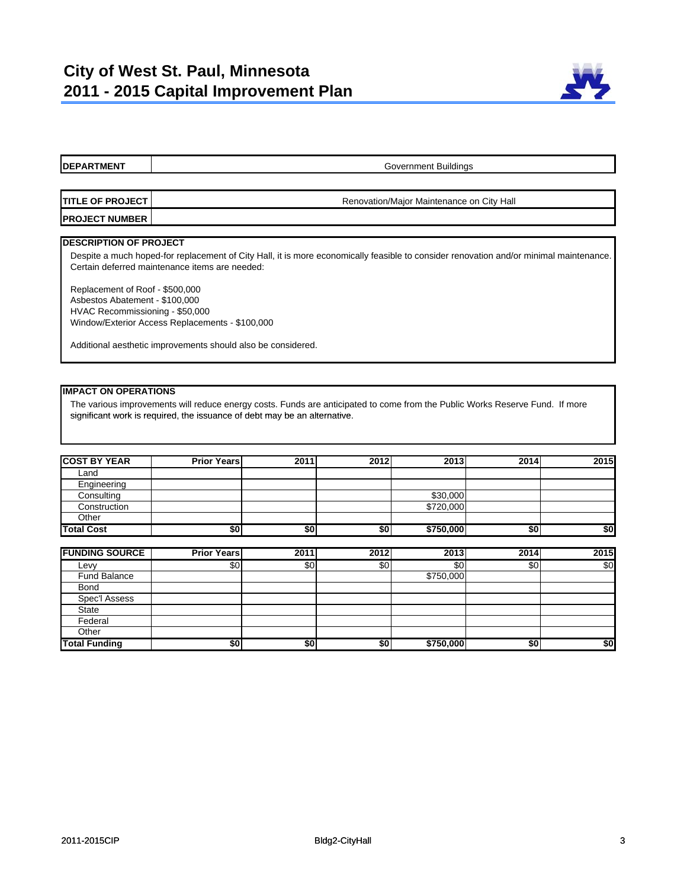# City of West St. Paul, Minnesota
# 2011 - 2015 Capital Improvement Plan

| **DEPARTMENT** | Government Buildings |
|---|---|

| **TITLE OF PROJECT** | Renovation/Major Maintenance on City Hall |
|---|---|
| **PROJECT NUMBER** | |

**DESCRIPTION OF PROJECT**

Despite a much hoped-for replacement of City Hall, it is more economically feasible to consider renovation and/or minimal maintenance. Certain deferred maintenance items are needed:

Replacement of Roof - $500,000
Asbestos Abatement - $100,000
HVAC Recommissioning - $50,000
Window/Exterior Access Replacements - $100,000

Additional aesthetic improvements should also be considered.

**IMPACT ON OPERATIONS**

The various improvements will reduce energy costs. Funds are anticipated to come from the Public Works Reserve Fund. If more significant work is required, the issuance of debt may be an alternative.

| **COST BY YEAR** | **Prior Years** | **2011** | **2012** | **2013** | **2014** | **2015** |
|---|---|---|---|---|---|---|
| Land | | | | | | |
| Engineering | | | | | | |
| Consulting | | | | $30,000 | | |
| Construction | | | | $720,000 | | |
| Other | | | | | | |
| **Total Cost** | **$0** | **$0** | **$0** | **$750,000** | **$0** | **$0** |

| **FUNDING SOURCE** | **Prior Years** | **2011** | **2012** | **2013** | **2014** | **2015** |
|---|---|---|---|---|---|---|
| Levy | $0 | $0 | $0 | $0 | $0 | $0 |
| Fund Balance | | | | $750,000 | | |
| Bond | | | | | | |
| Spec'l Assess | | | | | | |
| State | | | | | | |
| Federal | | | | | | |
| Other | | | | | | |
| **Total Funding** | **$0** | **$0** | **$0** | **$750,000** | **$0** | **$0** |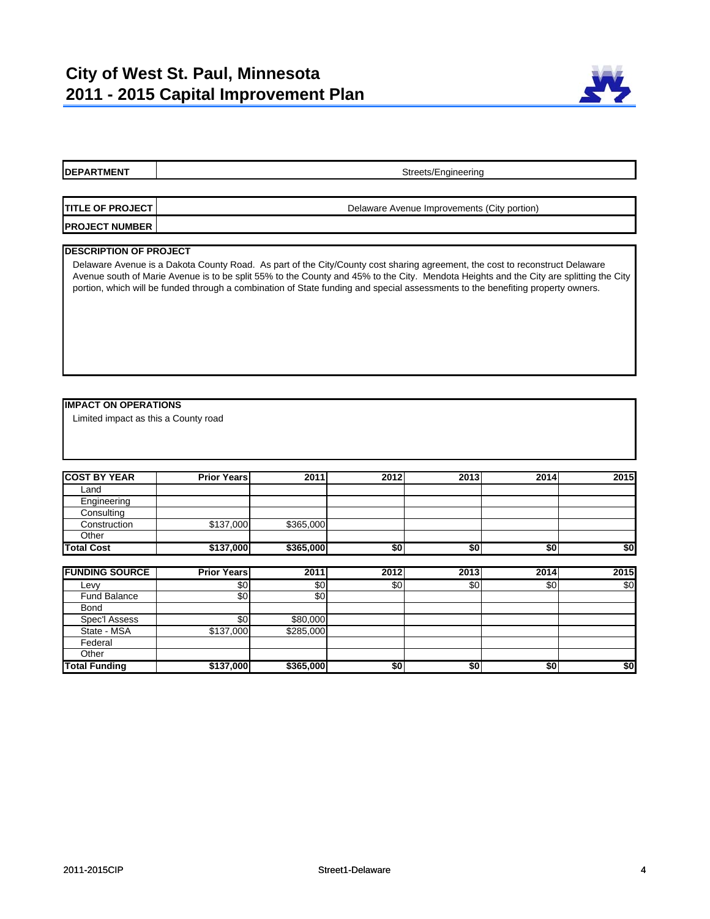# City of West St. Paul, Minnesota
# 2011 - 2015 Capital Improvement Plan

| DEPARTMENT | Streets/Engineering |
|---|---|

| TITLE OF PROJECT | Delaware Avenue Improvements (City portion) |
|---|---|
| PROJECT NUMBER | |

**DESCRIPTION OF PROJECT**

Delaware Avenue is a Dakota County Road. As part of the City/County cost sharing agreement, the cost to reconstruct Delaware Avenue south of Marie Avenue is to be split 55% to the County and 45% to the City. Mendota Heights and the City are splitting the City portion, which will be funded through a combination of State funding and special assessments to the benefiting property owners.

**IMPACT ON OPERATIONS**

Limited impact as this a County road

| COST BY YEAR | Prior Years | 2011 | 2012 | 2013 | 2014 | 2015 |
|---|---|---|---|---|---|---|
| Land | | | | | | |
| Engineering | | | | | | |
| Consulting | | | | | | |
| Construction | $137,000 | $365,000 | | | | |
| Other | | | | | | |
| **Total Cost** | **$137,000** | **$365,000** | **$0** | **$0** | **$0** | **$0** |

| FUNDING SOURCE | Prior Years | 2011 | 2012 | 2013 | 2014 | 2015 |
|---|---|---|---|---|---|---|
| Levy | $0 | $0 | $0 | $0 | $0 | $0 |
| Fund Balance | $0 | $0 | | | | |
| Bond | | | | | | |
| Spec'l Assess | $0 | $80,000 | | | | |
| State - MSA | $137,000 | $285,000 | | | | |
| Federal | | | | | | |
| Other | | | | | | |
| **Total Funding** | **$137,000** | **$365,000** | **$0** | **$0** | **$0** | **$0** |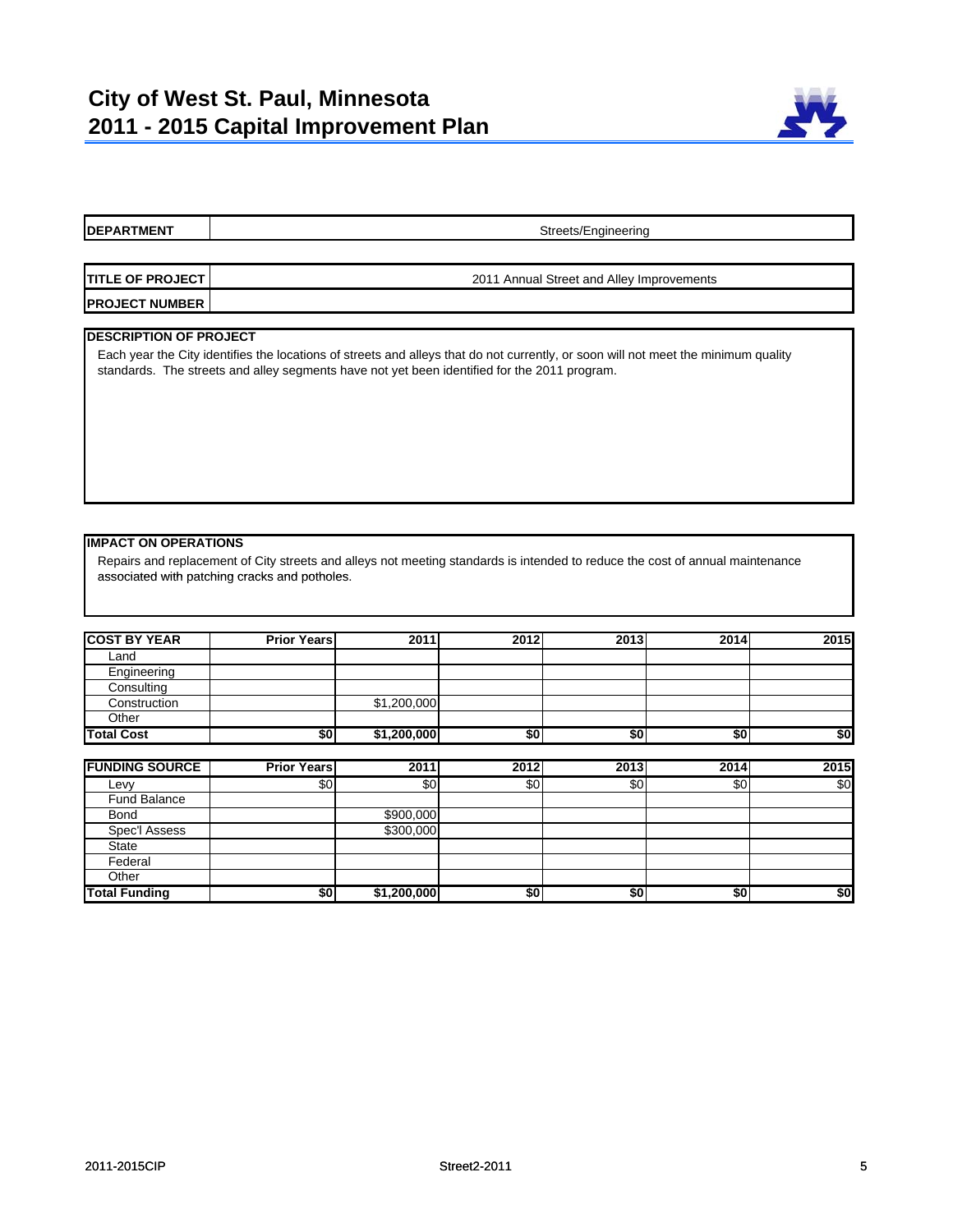# City of West St. Paul, Minnesota
# 2011 - 2015 Capital Improvement Plan

| DEPARTMENT | Streets/Engineering |
| --- | --- |

| TITLE OF PROJECT | 2011 Annual Street and Alley Improvements |
| --- | --- |
| PROJECT NUMBER | |

**DESCRIPTION OF PROJECT**

Each year the City identifies the locations of streets and alleys that do not currently, or soon will not meet the minimum quality standards. The streets and alley segments have not yet been identified for the 2011 program.

**IMPACT ON OPERATIONS**

Repairs and replacement of City streets and alleys not meeting standards is intended to reduce the cost of annual maintenance associated with patching cracks and potholes.

| COST BY YEAR | Prior Years | 2011 | 2012 | 2013 | 2014 | 2015 |
| --- | --- | --- | --- | --- | --- | --- |
| Land | | | | | | |
| Engineering | | | | | | |
| Consulting | | | | | | |
| Construction | | $1,200,000 | | | | |
| Other | | | | | | |
| **Total Cost** | **$0** | **$1,200,000** | **$0** | **$0** | **$0** | **$0** |

| FUNDING SOURCE | Prior Years | 2011 | 2012 | 2013 | 2014 | 2015 |
| --- | --- | --- | --- | --- | --- | --- |
| Levy | $0 | $0 | $0 | $0 | $0 | $0 |
| Fund Balance | | | | | | |
| Bond | | $900,000 | | | | |
| Spec'l Assess | | $300,000 | | | | |
| State | | | | | | |
| Federal | | | | | | |
| Other | | | | | | |
| **Total Funding** | **$0** | **$1,200,000** | **$0** | **$0** | **$0** | **$0** |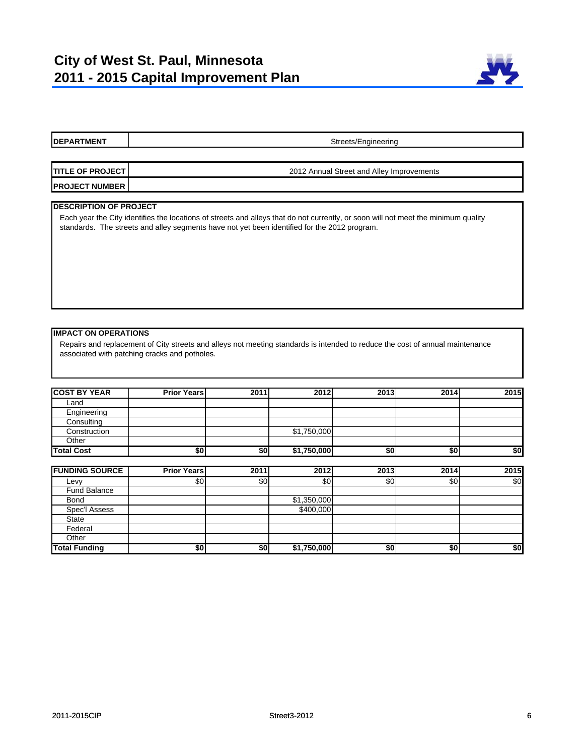# City of West St. Paul, Minnesota
# 2011 - 2015 Capital Improvement Plan

| **DEPARTMENT** | Streets/Engineering |
|---|---|

| **TITLE OF PROJECT** | 2012 Annual Street and Alley Improvements |
|---|---|
| **PROJECT NUMBER** | |

**DESCRIPTION OF PROJECT**

Each year the City identifies the locations of streets and alleys that do not currently, or soon will not meet the minimum quality standards. The streets and alley segments have not yet been identified for the 2012 program.

**IMPACT ON OPERATIONS**

Repairs and replacement of City streets and alleys not meeting standards is intended to reduce the cost of annual maintenance associated with patching cracks and potholes.

| **COST BY YEAR** | **Prior Years** | **2011** | **2012** | **2013** | **2014** | **2015** |
|---|---|---|---|---|---|---|
| Land | | | | | | |
| Engineering | | | | | | |
| Consulting | | | | | | |
| Construction | | | $1,750,000 | | | |
| Other | | | | | | |
| **Total Cost** | **$0** | **$0** | **$1,750,000** | **$0** | **$0** | **$0** |

| **FUNDING SOURCE** | **Prior Years** | **2011** | **2012** | **2013** | **2014** | **2015** |
|---|---|---|---|---|---|---|
| Levy | $0 | $0 | $0 | $0 | $0 | $0 |
| Fund Balance | | | | | | |
| Bond | | | $1,350,000 | | | |
| Spec'l Assess | | | $400,000 | | | |
| State | | | | | | |
| Federal | | | | | | |
| Other | | | | | | |
| **Total Funding** | **$0** | **$0** | **$1,750,000** | **$0** | **$0** | **$0** |

2011-2015CIP Street3-2012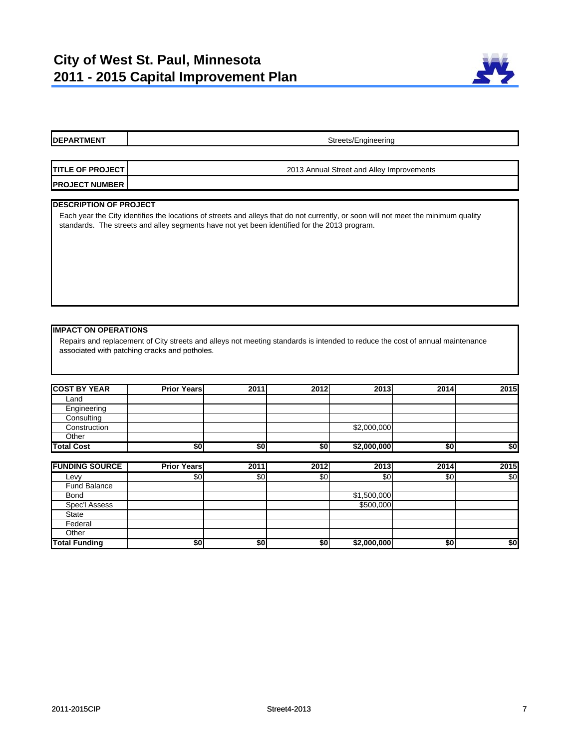# City of West St. Paul, Minnesota
# 2011 - 2015 Capital Improvement Plan

| **DEPARTMENT** | Streets/Engineering |
|---|---|

| **TITLE OF PROJECT** | 2013 Annual Street and Alley Improvements |
|---|---|
| **PROJECT NUMBER** | |

**DESCRIPTION OF PROJECT**

Each year the City identifies the locations of streets and alleys that do not currently, or soon will not meet the minimum quality standards. The streets and alley segments have not yet been identified for the 2013 program.

**IMPACT ON OPERATIONS**

Repairs and replacement of City streets and alleys not meeting standards is intended to reduce the cost of annual maintenance associated with patching cracks and potholes.

| **COST BY YEAR** | **Prior Years** | **2011** | **2012** | **2013** | **2014** | **2015** |
|---|---|---|---|---|---|---|
| Land | | | | | | |
| Engineering | | | | | | |
| Consulting | | | | | | |
| Construction | | | | $2,000,000 | | |
| Other | | | | | | |
| **Total Cost** | **$0** | **$0** | **$0** | **$2,000,000** | **$0** | **$0** |

| **FUNDING SOURCE** | **Prior Years** | **2011** | **2012** | **2013** | **2014** | **2015** |
|---|---|---|---|---|---|---|
| Levy | $0 | $0 | $0 | $0 | $0 | $0 |
| Fund Balance | | | | | | |
| Bond | | | | $1,500,000 | | |
| Spec'l Assess | | | | $500,000 | | |
| State | | | | | | |
| Federal | | | | | | |
| Other | | | | | | |
| **Total Funding** | **$0** | **$0** | **$0** | **$2,000,000** | **$0** | **$0** |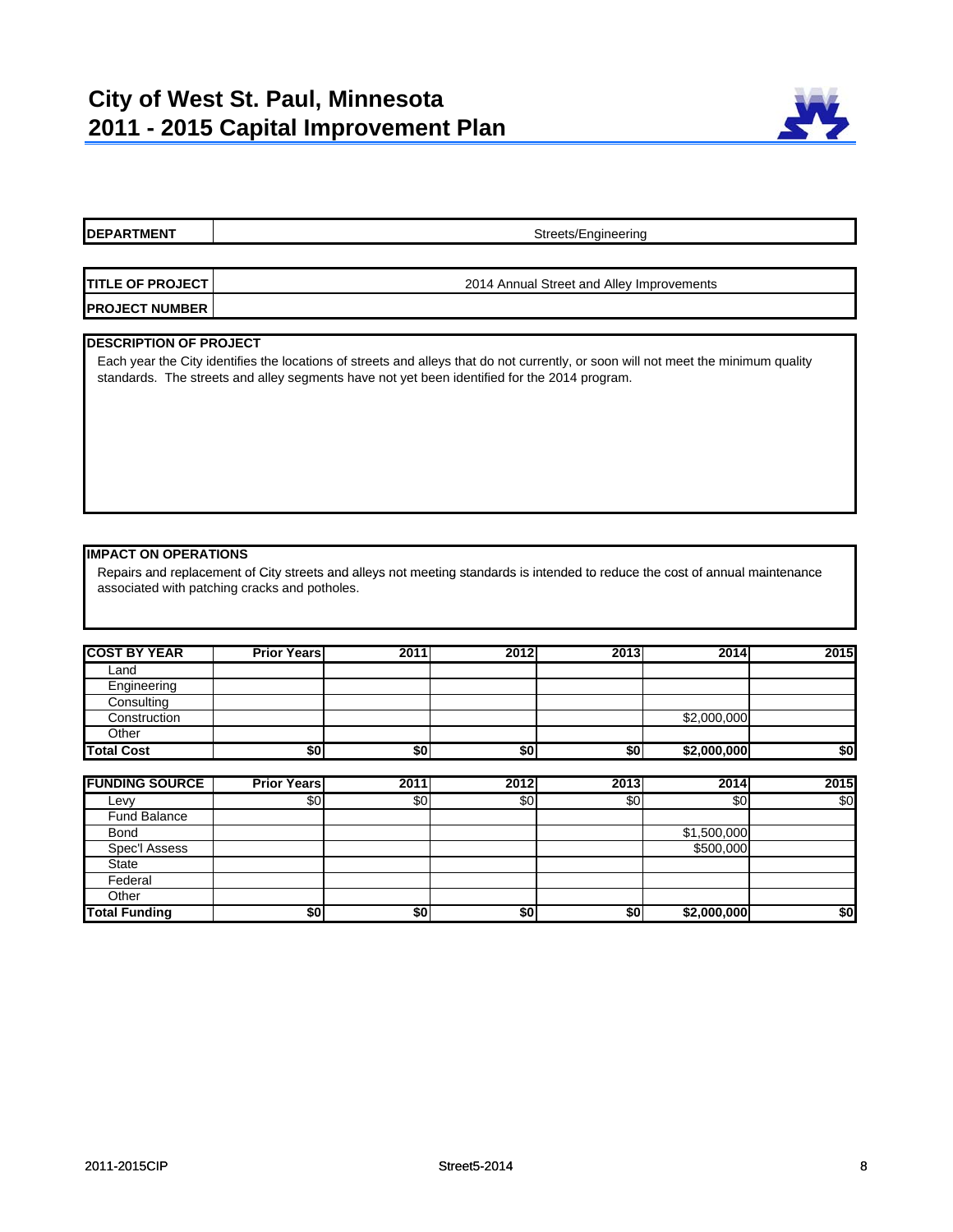# City of West St. Paul, Minnesota
# 2011 - 2015 Capital Improvement Plan

| DEPARTMENT | Streets/Engineering |
|---|---|

| TITLE OF PROJECT | 2014 Annual Street and Alley Improvements |
|---|---|
| PROJECT NUMBER | |

**DESCRIPTION OF PROJECT**

Each year the City identifies the locations of streets and alleys that do not currently, or soon will not meet the minimum quality standards. The streets and alley segments have not yet been identified for the 2014 program.

**IMPACT ON OPERATIONS**

Repairs and replacement of City streets and alleys not meeting standards is intended to reduce the cost of annual maintenance associated with patching cracks and potholes.

| COST BY YEAR | Prior Years | 2011 | 2012 | 2013 | 2014 | 2015 |
|---|---|---|---|---|---|---|
| Land | | | | | | |
| Engineering | | | | | | |
| Consulting | | | | | | |
| Construction | | | | | $2,000,000 | |
| Other | | | | | | |
| **Total Cost** | **$0** | **$0** | **$0** | **$0** | **$2,000,000** | **$0** |

| FUNDING SOURCE | Prior Years | 2011 | 2012 | 2013 | 2014 | 2015 |
|---|---|---|---|---|---|---|
| Levy | $0 | $0 | $0 | $0 | $0 | $0 |
| Fund Balance | | | | | | |
| Bond | | | | | $1,500,000 | |
| Spec'l Assess | | | | | $500,000 | |
| State | | | | | | |
| Federal | | | | | | |
| Other | | | | | | |
| **Total Funding** | **$0** | **$0** | **$0** | **$0** | **$2,000,000** | **$0** |

2011-2015CIP Street5-2014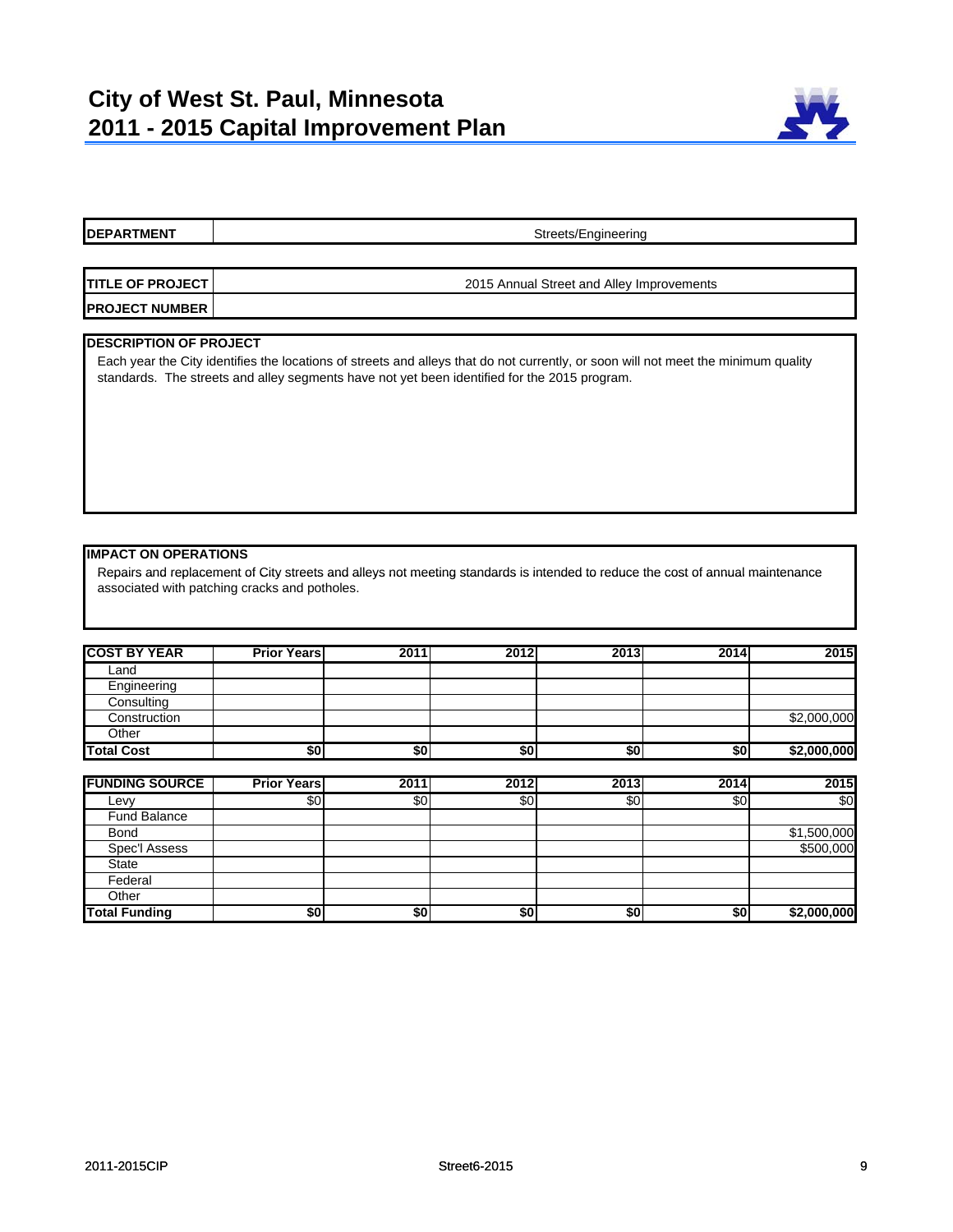# City of West St. Paul, Minnesota
# 2011 - 2015 Capital Improvement Plan

| **DEPARTMENT** | Streets/Engineering |
|---|---|

| **TITLE OF PROJECT** | 2015 Annual Street and Alley Improvements |
|---|---|
| **PROJECT NUMBER** | |

**DESCRIPTION OF PROJECT**

Each year the City identifies the locations of streets and alleys that do not currently, or soon will not meet the minimum quality standards. The streets and alley segments have not yet been identified for the 2015 program.

**IMPACT ON OPERATIONS**

Repairs and replacement of City streets and alleys not meeting standards is intended to reduce the cost of annual maintenance associated with patching cracks and potholes.

| **COST BY YEAR** | **Prior Years** | **2011** | **2012** | **2013** | **2014** | **2015** |
|---|---|---|---|---|---|---|
| Land | | | | | | |
| Engineering | | | | | | |
| Consulting | | | | | | |
| Construction | | | | | | $2,000,000 |
| Other | | | | | | |
| **Total Cost** | **$0** | **$0** | **$0** | **$0** | **$0** | **$2,000,000** |

| **FUNDING SOURCE** | **Prior Years** | **2011** | **2012** | **2013** | **2014** | **2015** |
|---|---|---|---|---|---|---|
| Levy | $0 | $0 | $0 | $0 | $0 | $0 |
| Fund Balance | | | | | | |
| Bond | | | | | | $1,500,000 |
| Spec'l Assess | | | | | | $500,000 |
| State | | | | | | |
| Federal | | | | | | |
| Other | | | | | | |
| **Total Funding** | **$0** | **$0** | **$0** | **$0** | **$0** | **$2,000,000** |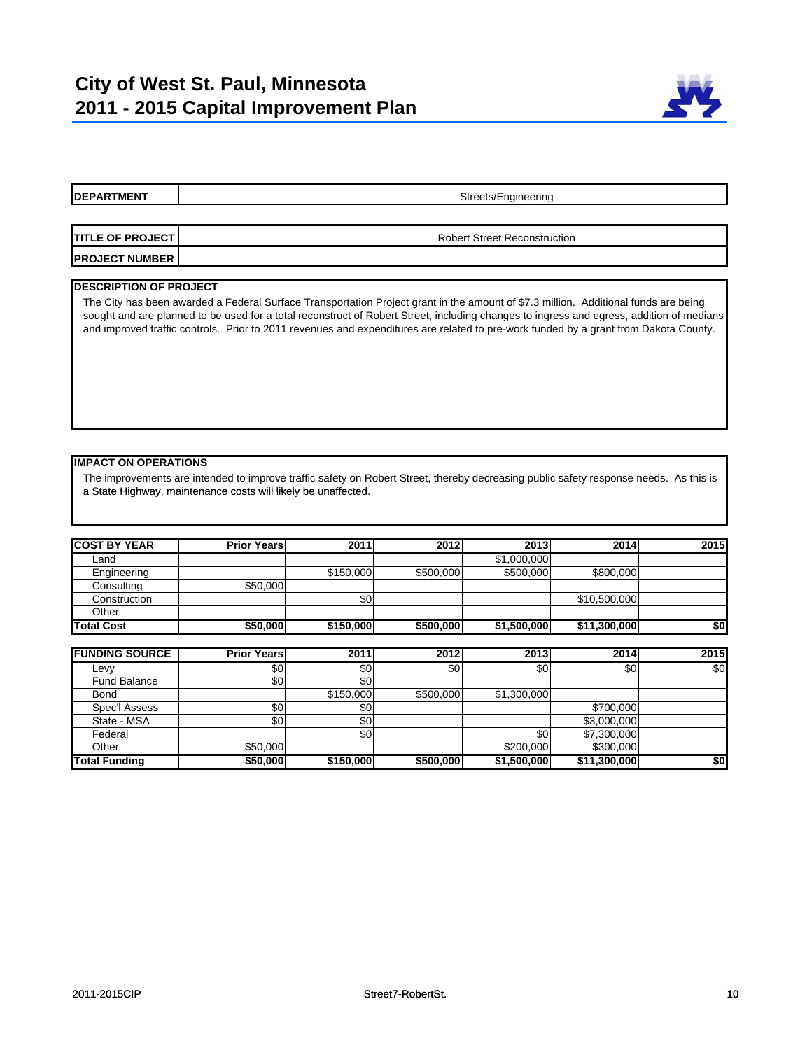# City of West St. Paul, Minnesota
# 2011 - 2015 Capital Improvement Plan

| **DEPARTMENT** | Streets/Engineering |
|---|---|

| **TITLE OF PROJECT** | Robert Street Reconstruction |
|---|---|
| **PROJECT NUMBER** | |

**DESCRIPTION OF PROJECT**

The City has been awarded a Federal Surface Transportation Project grant in the amount of $7.3 million. Additional funds are being sought and are planned to be used for a total reconstruct of Robert Street, including changes to ingress and egress, addition of medians and improved traffic controls. Prior to 2011 revenues and expenditures are related to pre-work funded by a grant from Dakota County.

**IMPACT ON OPERATIONS**

The improvements are intended to improve traffic safety on Robert Street, thereby decreasing public safety response needs. As this is a State Highway, maintenance costs will likely be unaffected.

| **COST BY YEAR** | **Prior Years** | **2011** | **2012** | **2013** | **2014** | **2015** |
|---|---|---|---|---|---|---|
| Land | | | | $1,000,000 | | |
| Engineering | | $150,000 | $500,000 | $500,000 | $800,000 | |
| Consulting | $50,000 | | | | | |
| Construction | | $0 | | | $10,500,000 | |
| Other | | | | | | |
| **Total Cost** | **$50,000** | **$150,000** | **$500,000** | **$1,500,000** | **$11,300,000** | **$0** |

| **FUNDING SOURCE** | **Prior Years** | **2011** | **2012** | **2013** | **2014** | **2015** |
|---|---|---|---|---|---|---|
| Levy | $0 | $0 | $0 | $0 | $0 | $0 |
| Fund Balance | $0 | $0 | | | | |
| Bond | | $150,000 | $500,000 | $1,300,000 | | |
| Spec'l Assess | $0 | $0 | | | $700,000 | |
| State - MSA | $0 | $0 | | | $3,000,000 | |
| Federal | | $0 | | $0 | $7,300,000 | |
| Other | $50,000 | | | $200,000 | $300,000 | |
| **Total Funding** | **$50,000** | **$150,000** | **$500,000** | **$1,500,000** | **$11,300,000** | **$0** |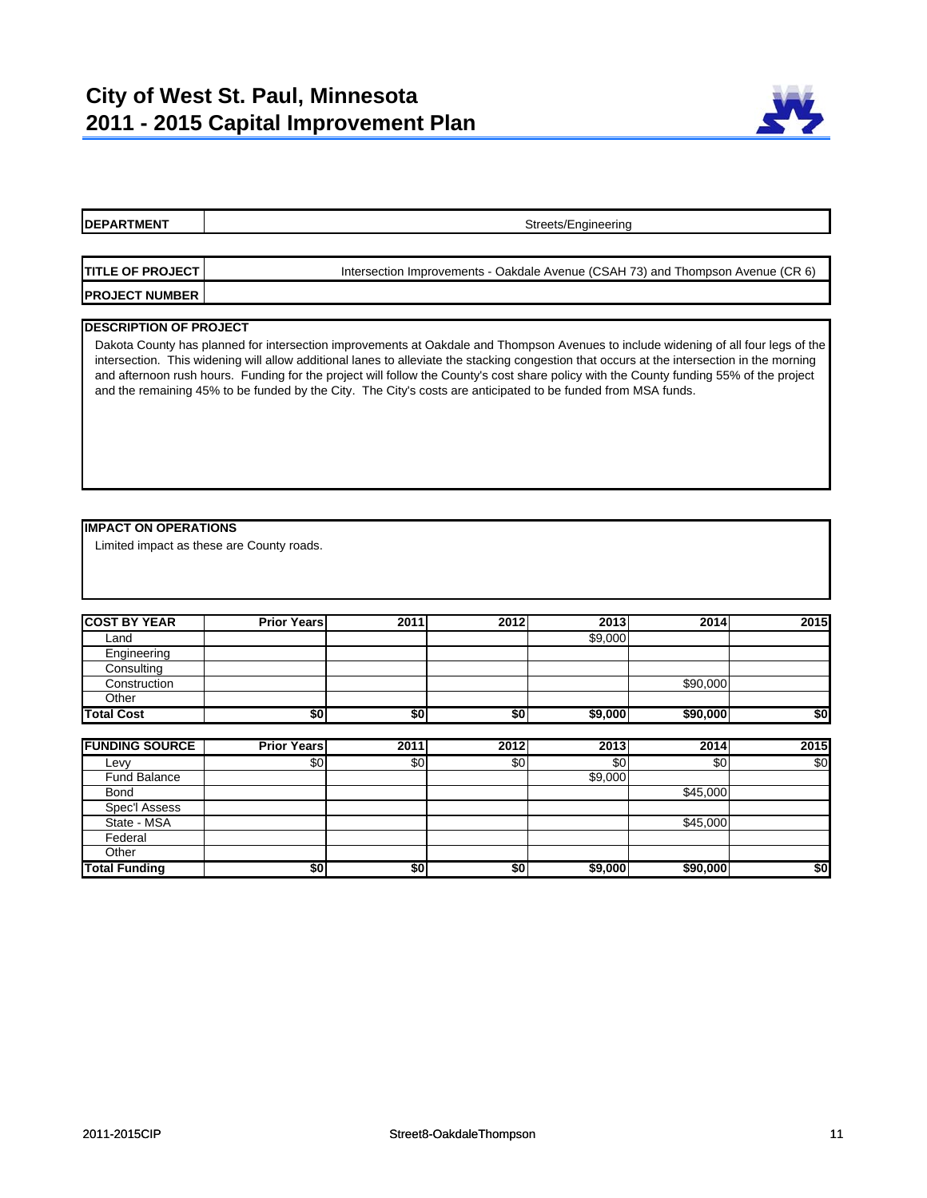# City of West St. Paul, Minnesota
# 2011 - 2015 Capital Improvement Plan

| DEPARTMENT | Streets/Engineering |
|---|---|

| TITLE OF PROJECT | Intersection Improvements - Oakdale Avenue (CSAH 73) and Thompson Avenue (CR 6) |
|---|---|
| PROJECT NUMBER | |

**DESCRIPTION OF PROJECT**

Dakota County has planned for intersection improvements at Oakdale and Thompson Avenues to include widening of all four legs of the intersection. This widening will allow additional lanes to alleviate the stacking congestion that occurs at the intersection in the morning and afternoon rush hours. Funding for the project will follow the County's cost share policy with the County funding 55% of the project and the remaining 45% to be funded by the City. The City's costs are anticipated to be funded from MSA funds.

**IMPACT ON OPERATIONS**

Limited impact as these are County roads.

| COST BY YEAR | Prior Years | 2011 | 2012 | 2013 | 2014 | 2015 |
|---|---|---|---|---|---|---|
| Land | | | | $9,000 | | |
| Engineering | | | | | | |
| Consulting | | | | | | |
| Construction | | | | | $90,000 | |
| Other | | | | | | |
| **Total Cost** | **$0** | **$0** | **$0** | **$9,000** | **$90,000** | **$0** |

| FUNDING SOURCE | Prior Years | 2011 | 2012 | 2013 | 2014 | 2015 |
|---|---|---|---|---|---|---|
| Levy | $0 | $0 | $0 | $0 | $0 | $0 |
| Fund Balance | | | | $9,000 | | |
| Bond | | | | | $45,000 | |
| Spec'l Assess | | | | | | |
| State - MSA | | | | | $45,000 | |
| Federal | | | | | | |
| Other | | | | | | |
| **Total Funding** | **$0** | **$0** | **$0** | **$9,000** | **$90,000** | **$0** |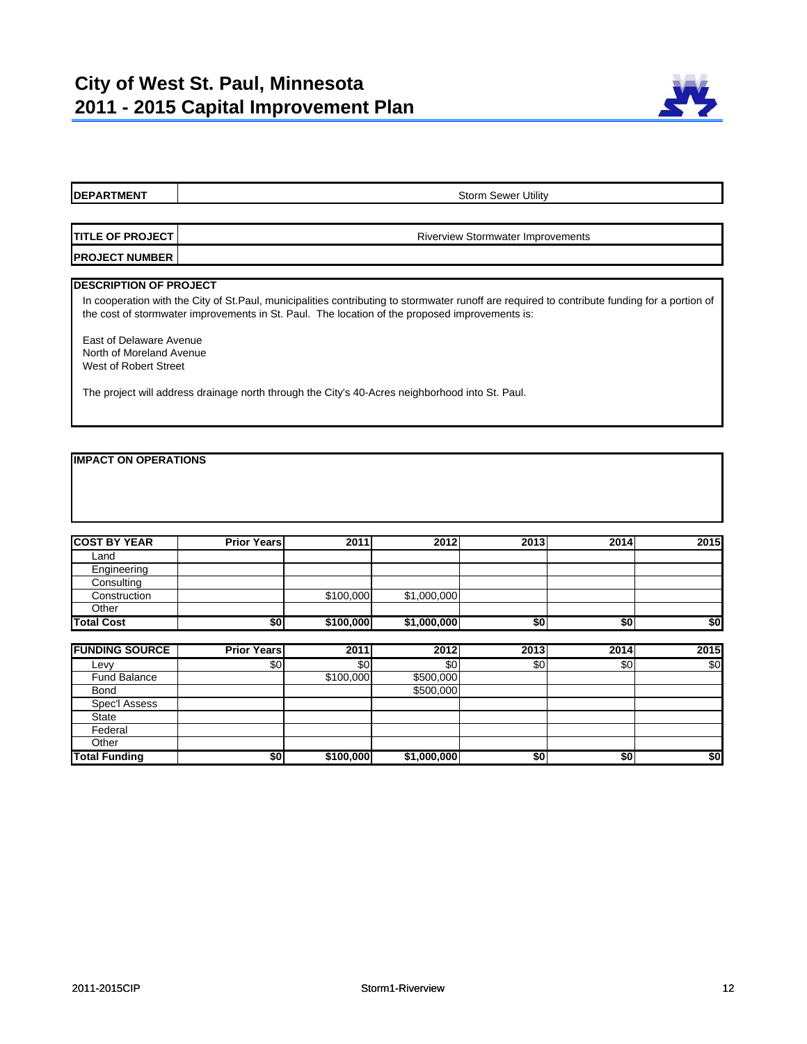# City of West St. Paul, Minnesota
# 2011 - 2015 Capital Improvement Plan

| **DEPARTMENT** | Storm Sewer Utility |
|---|---|

| **TITLE OF PROJECT** | Riverview Stormwater Improvements |
|---|---|
| **PROJECT NUMBER** | |

**DESCRIPTION OF PROJECT**

In cooperation with the City of St.Paul, municipalities contributing to stormwater runoff are required to contribute funding for a portion of the cost of stormwater improvements in St. Paul. The location of the proposed improvements is:

East of Delaware Avenue
North of Moreland Avenue
West of Robert Street

The project will address drainage north through the City's 40-Acres neighborhood into St. Paul.

**IMPACT ON OPERATIONS**

| **COST BY YEAR** | **Prior Years** | **2011** | **2012** | **2013** | **2014** | **2015** |
|---|---|---|---|---|---|---|
| Land | | | | | | |
| Engineering | | | | | | |
| Consulting | | | | | | |
| Construction | | $100,000 | $1,000,000 | | | |
| Other | | | | | | |
| **Total Cost** | **$0** | **$100,000** | **$1,000,000** | **$0** | **$0** | **$0** |

| **FUNDING SOURCE** | **Prior Years** | **2011** | **2012** | **2013** | **2014** | **2015** |
|---|---|---|---|---|---|---|
| Levy | $0 | $0 | $0 | $0 | $0 | $0 |
| Fund Balance | | $100,000 | $500,000 | | | |
| Bond | | | $500,000 | | | |
| Spec'l Assess | | | | | | |
| State | | | | | | |
| Federal | | | | | | |
| Other | | | | | | |
| **Total Funding** | **$0** | **$100,000** | **$1,000,000** | **$0** | **$0** | **$0** |

2011-2015CIP Storm1-Riverview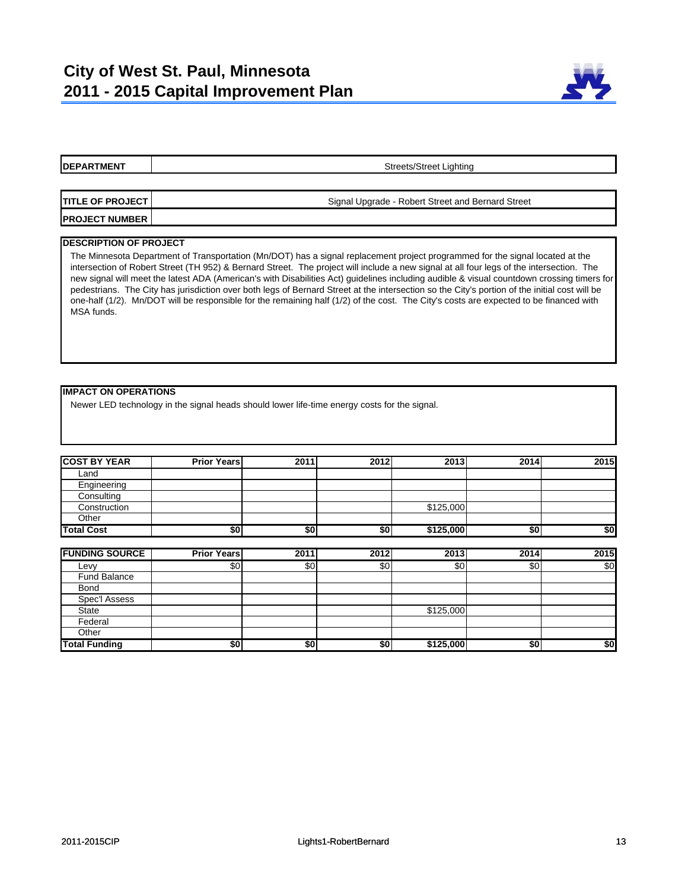# City of West St. Paul, Minnesota
## 2011 - 2015 Capital Improvement Plan

| **DEPARTMENT** | Streets/Street Lighting |
|---|---|

| **TITLE OF PROJECT** | Signal Upgrade - Robert Street and Bernard Street |
|---|---|
| **PROJECT NUMBER** | |

**DESCRIPTION OF PROJECT**

The Minnesota Department of Transportation (Mn/DOT) has a signal replacement project programmed for the signal located at the intersection of Robert Street (TH 952) & Bernard Street. The project will include a new signal at all four legs of the intersection. The new signal will meet the latest ADA (American's with Disabilities Act) guidelines including audible & visual countdown crossing timers for pedestrians. The City has jurisdiction over both legs of Bernard Street at the intersection so the City's portion of the initial cost will be one-half (1/2). Mn/DOT will be responsible for the remaining half (1/2) of the cost. The City's costs are expected to be financed with MSA funds.

**IMPACT ON OPERATIONS**

Newer LED technology in the signal heads should lower life-time energy costs for the signal.

| **COST BY YEAR** | **Prior Years** | **2011** | **2012** | **2013** | **2014** | **2015** |
|---|---|---|---|---|---|---|
| Land | | | | | | |
| Engineering | | | | | | |
| Consulting | | | | | | |
| Construction | | | | $125,000 | | |
| Other | | | | | | |
| **Total Cost** | **$0** | **$0** | **$0** | **$125,000** | **$0** | **$0** |

| **FUNDING SOURCE** | **Prior Years** | **2011** | **2012** | **2013** | **2014** | **2015** |
|---|---|---|---|---|---|---|
| Levy | $0 | $0 | $0 | $0 | $0 | $0 |
| Fund Balance | | | | | | |
| Bond | | | | | | |
| Spec'l Assess | | | | | | |
| State | | | | $125,000 | | |
| Federal | | | | | | |
| Other | | | | | | |
| **Total Funding** | **$0** | **$0** | **$0** | **$125,000** | **$0** | **$0** |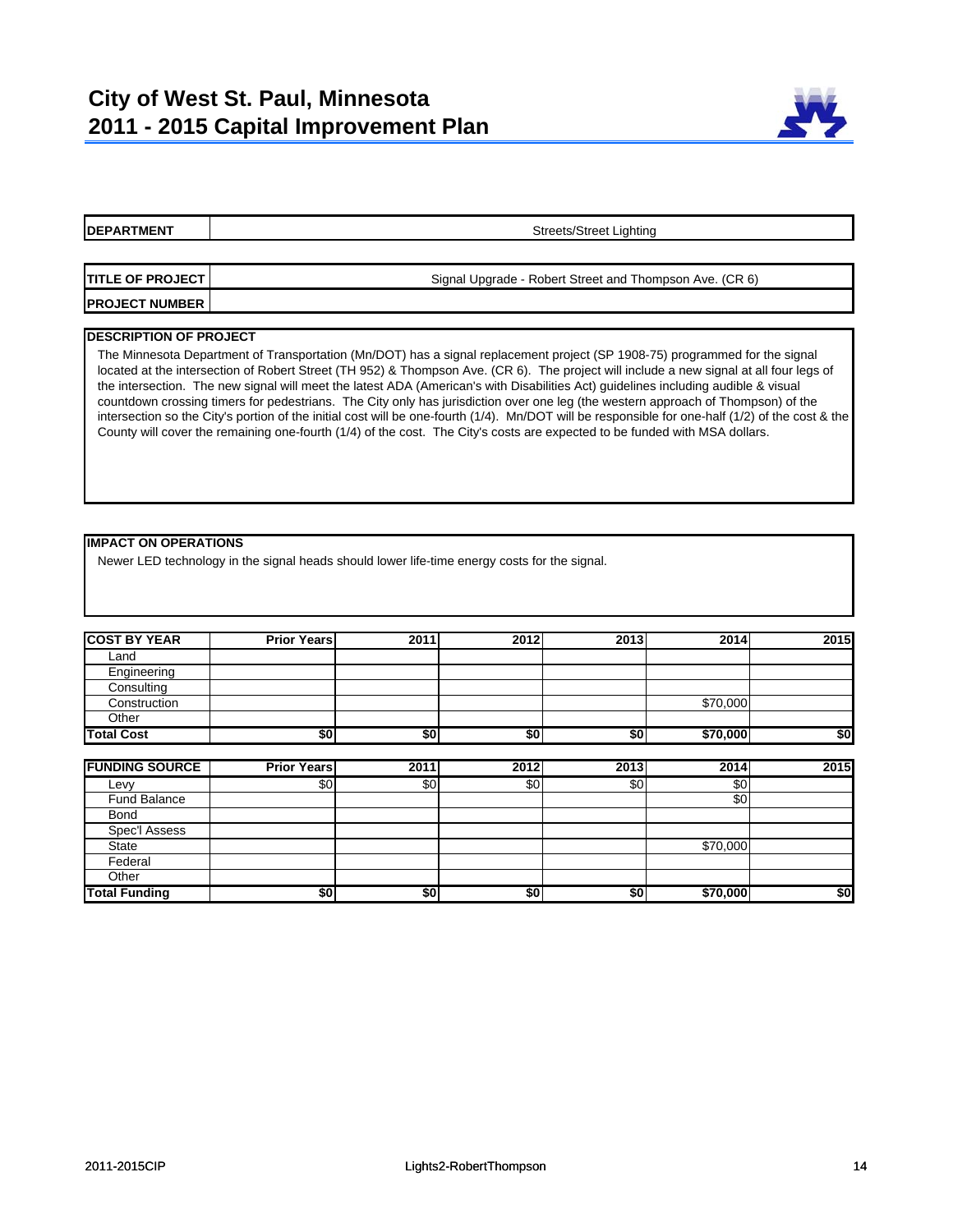# City of West St. Paul, Minnesota
# 2011 - 2015 Capital Improvement Plan

| **DEPARTMENT** | Streets/Street Lighting |
|---|---|

| **TITLE OF PROJECT** | Signal Upgrade - Robert Street and Thompson Ave. (CR 6) |
|---|---|
| **PROJECT NUMBER** | |

**DESCRIPTION OF PROJECT**

The Minnesota Department of Transportation (Mn/DOT) has a signal replacement project (SP 1908-75) programmed for the signal located at the intersection of Robert Street (TH 952) & Thompson Ave. (CR 6). The project will include a new signal at all four legs of the intersection. The new signal will meet the latest ADA (American's with Disabilities Act) guidelines including audible & visual countdown crossing timers for pedestrians. The City only has jurisdiction over one leg (the western approach of Thompson) of the intersection so the City's portion of the initial cost will be one-fourth (1/4). Mn/DOT will be responsible for one-half (1/2) of the cost & the County will cover the remaining one-fourth (1/4) of the cost. The City's costs are expected to be funded with MSA dollars.

**IMPACT ON OPERATIONS**

Newer LED technology in the signal heads should lower life-time energy costs for the signal.

| **COST BY YEAR** | **Prior Years** | **2011** | **2012** | **2013** | **2014** | **2015** |
|---|---|---|---|---|---|---|
| Land | | | | | | |
| Engineering | | | | | | |
| Consulting | | | | | | |
| Construction | | | | | $70,000 | |
| Other | | | | | | |
| **Total Cost** | **$0** | **$0** | **$0** | **$0** | **$70,000** | **$0** |

| **FUNDING SOURCE** | **Prior Years** | **2011** | **2012** | **2013** | **2014** | **2015** |
|---|---|---|---|---|---|---|
| Levy | $0 | $0 | $0 | $0 | $0 | |
| Fund Balance | | | | | $0 | |
| Bond | | | | | | |
| Spec'l Assess | | | | | | |
| State | | | | | $70,000 | |
| Federal | | | | | | |
| Other | | | | | | |
| **Total Funding** | **$0** | **$0** | **$0** | **$0** | **$70,000** | **$0** |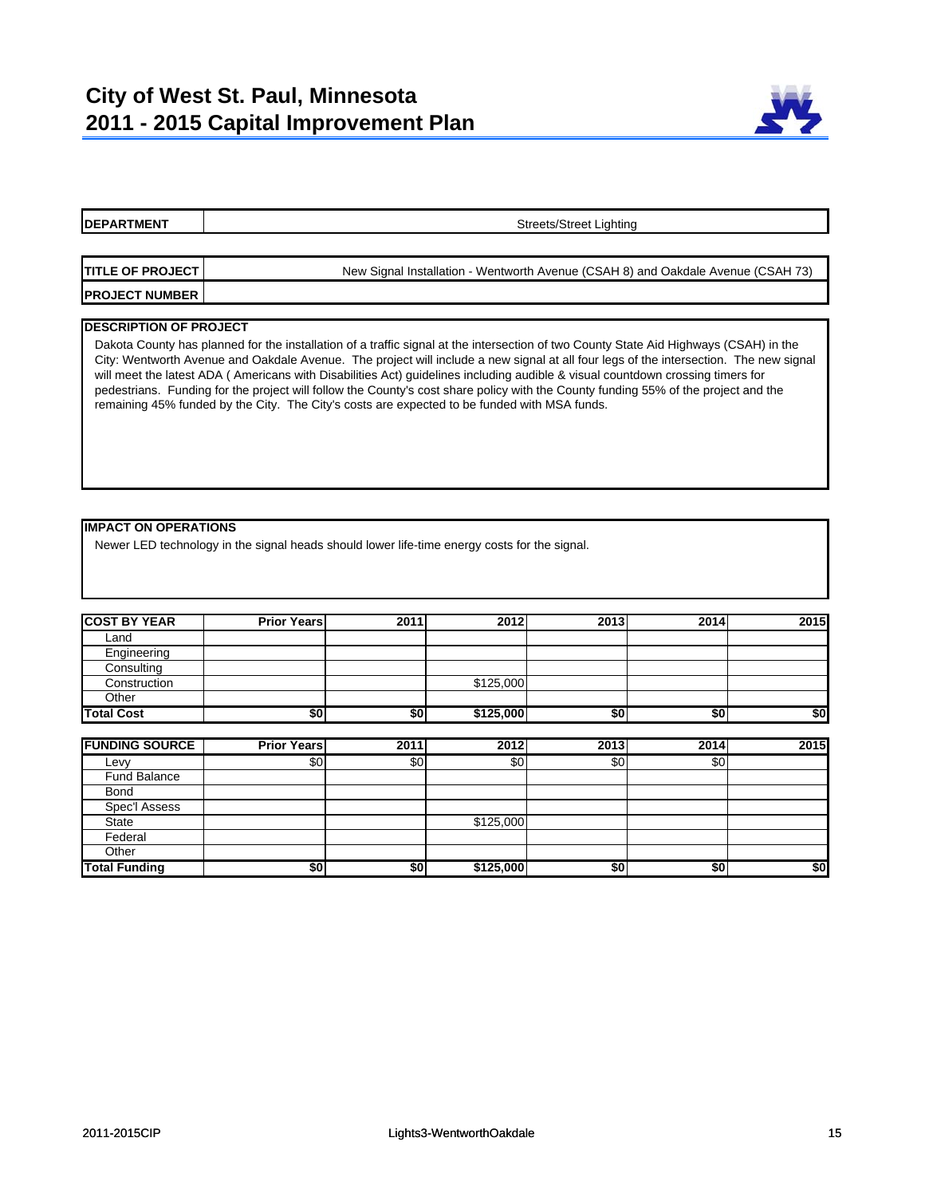# City of West St. Paul, Minnesota
# 2011 - 2015 Capital Improvement Plan

| **DEPARTMENT** | Streets/Street Lighting |
|---|---|

| **TITLE OF PROJECT** | New Signal Installation - Wentworth Avenue (CSAH 8) and Oakdale Avenue (CSAH 73) |
|---|---|
| **PROJECT NUMBER** | |

**DESCRIPTION OF PROJECT**

Dakota County has planned for the installation of a traffic signal at the intersection of two County State Aid Highways (CSAH) in the City: Wentworth Avenue and Oakdale Avenue. The project will include a new signal at all four legs of the intersection. The new signal will meet the latest ADA ( Americans with Disabilities Act) guidelines including audible & visual countdown crossing timers for pedestrians. Funding for the project will follow the County's cost share policy with the County funding 55% of the project and the remaining 45% funded by the City. The City's costs are expected to be funded with MSA funds.

**IMPACT ON OPERATIONS**

Newer LED technology in the signal heads should lower life-time energy costs for the signal.

| **COST BY YEAR** | **Prior Years** | **2011** | **2012** | **2013** | **2014** | **2015** |
|---|---|---|---|---|---|---|
| Land | | | | | | |
| Engineering | | | | | | |
| Consulting | | | | | | |
| Construction | | | $125,000 | | | |
| Other | | | | | | |
| **Total Cost** | **$0** | **$0** | **$125,000** | **$0** | **$0** | **$0** |

| **FUNDING SOURCE** | **Prior Years** | **2011** | **2012** | **2013** | **2014** | **2015** |
|---|---|---|---|---|---|---|
| Levy | $0 | $0 | $0 | $0 | $0 | |
| Fund Balance | | | | | | |
| Bond | | | | | | |
| Spec'l Assess | | | | | | |
| State | | | $125,000 | | | |
| Federal | | | | | | |
| Other | | | | | | |
| **Total Funding** | **$0** | **$0** | **$125,000** | **$0** | **$0** | **$0** |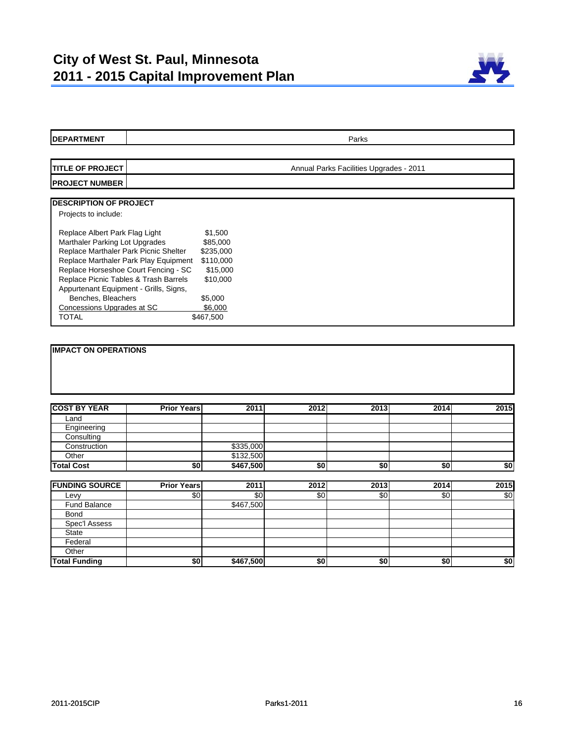# City of West St. Paul, Minnesota
# 2011 - 2015 Capital Improvement Plan

| DEPARTMENT | Parks |
|---|---|

| TITLE OF PROJECT | Annual Parks Facilities Upgrades - 2011 |
|---|---|
| PROJECT NUMBER | |

**DESCRIPTION OF PROJECT**

Projects to include:

| Item | Amount |
|---|---|
| Replace Albert Park Flag Light | $1,500 |
| Marthaler Parking Lot Upgrades | $85,000 |
| Replace Marthaler Park Picnic Shelter | $235,000 |
| Replace Marthaler Park Play Equipment | $110,000 |
| Replace Horseshoe Court Fencing - SC | $15,000 |
| Replace Picnic Tables & Trash Barrels | $10,000 |
| Appurtenant Equipment - Grills, Signs, Benches, Bleachers | $5,000 |
| Concessions Upgrades at SC | $6,000 |
| TOTAL | $467,500 |

**IMPACT ON OPERATIONS**

| COST BY YEAR | Prior Years | 2011 | 2012 | 2013 | 2014 | 2015 |
|---|---|---|---|---|---|---|
| Land | | | | | | |
| Engineering | | | | | | |
| Consulting | | | | | | |
| Construction | | $335,000 | | | | |
| Other | | $132,500 | | | | |
| **Total Cost** | **$0** | **$467,500** | **$0** | **$0** | **$0** | **$0** |

| FUNDING SOURCE | Prior Years | 2011 | 2012 | 2013 | 2014 | 2015 |
|---|---|---|---|---|---|---|
| Levy | $0 | $0 | $0 | $0 | $0 | $0 |
| Fund Balance | | $467,500 | | | | |
| Bond | | | | | | |
| Spec'l Assess | | | | | | |
| State | | | | | | |
| Federal | | | | | | |
| Other | | | | | | |
| **Total Funding** | **$0** | **$467,500** | **$0** | **$0** | **$0** | **$0** |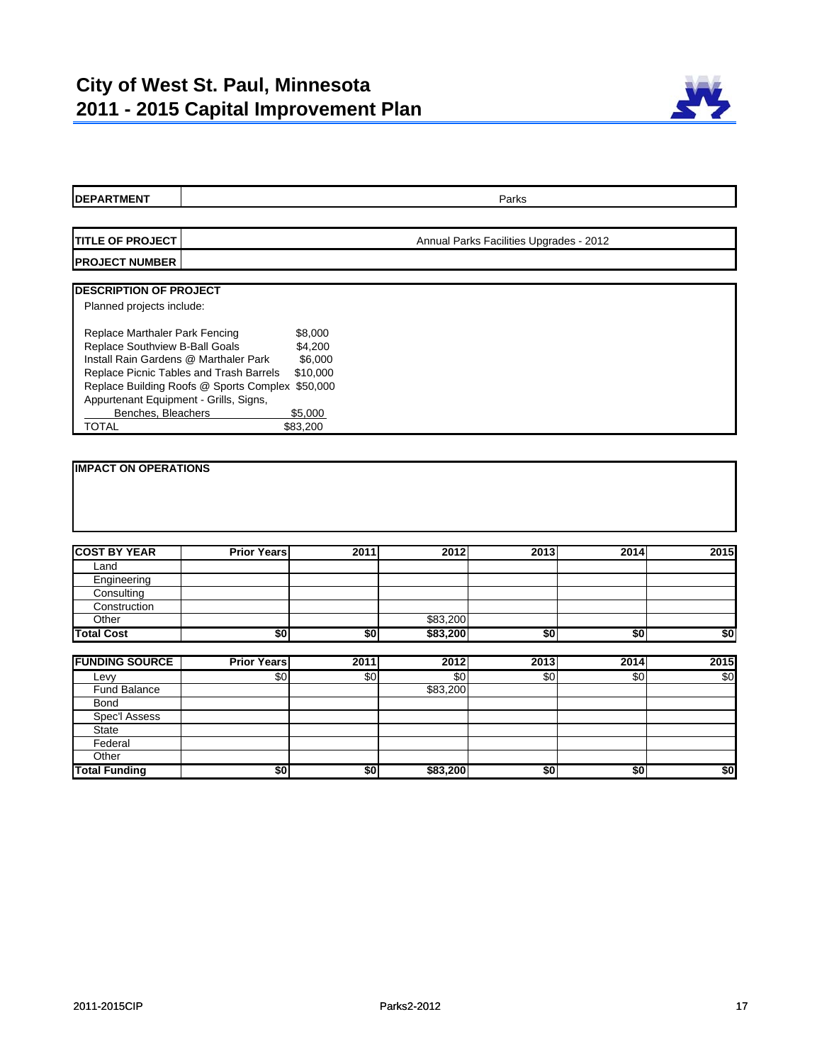# City of West St. Paul, Minnesota
# 2011 - 2015 Capital Improvement Plan

| DEPARTMENT | Parks |
|---|---|

| TITLE OF PROJECT | Annual Parks Facilities Upgrades - 2012 |
|---|---|
| PROJECT NUMBER | |

**DESCRIPTION OF PROJECT**

Planned projects include:

| Project | Cost |
|---|---|
| Replace Marthaler Park Fencing | $8,000 |
| Replace Southview B-Ball Goals | $4,200 |
| Install Rain Gardens @ Marthaler Park | $6,000 |
| Replace Picnic Tables and Trash Barrels | $10,000 |
| Replace Building Roofs @ Sports Complex | $50,000 |
| Appurtenant Equipment - Grills, Signs, Benches, Bleachers | $5,000 |
| TOTAL | $83,200 |

**IMPACT ON OPERATIONS**

| COST BY YEAR | Prior Years | 2011 | 2012 | 2013 | 2014 | 2015 |
|---|---|---|---|---|---|---|
| Land | | | | | | |
| Engineering | | | | | | |
| Consulting | | | | | | |
| Construction | | | | | | |
| Other | | | $83,200 | | | |
| **Total Cost** | **$0** | **$0** | **$83,200** | **$0** | **$0** | **$0** |

| FUNDING SOURCE | Prior Years | 2011 | 2012 | 2013 | 2014 | 2015 |
|---|---|---|---|---|---|---|
| Levy | $0 | $0 | $0 | $0 | $0 | $0 |
| Fund Balance | | | $83,200 | | | |
| Bond | | | | | | |
| Spec'l Assess | | | | | | |
| State | | | | | | |
| Federal | | | | | | |
| Other | | | | | | |
| **Total Funding** | **$0** | **$0** | **$83,200** | **$0** | **$0** | **$0** |

2011-2015CIP Parks2-2012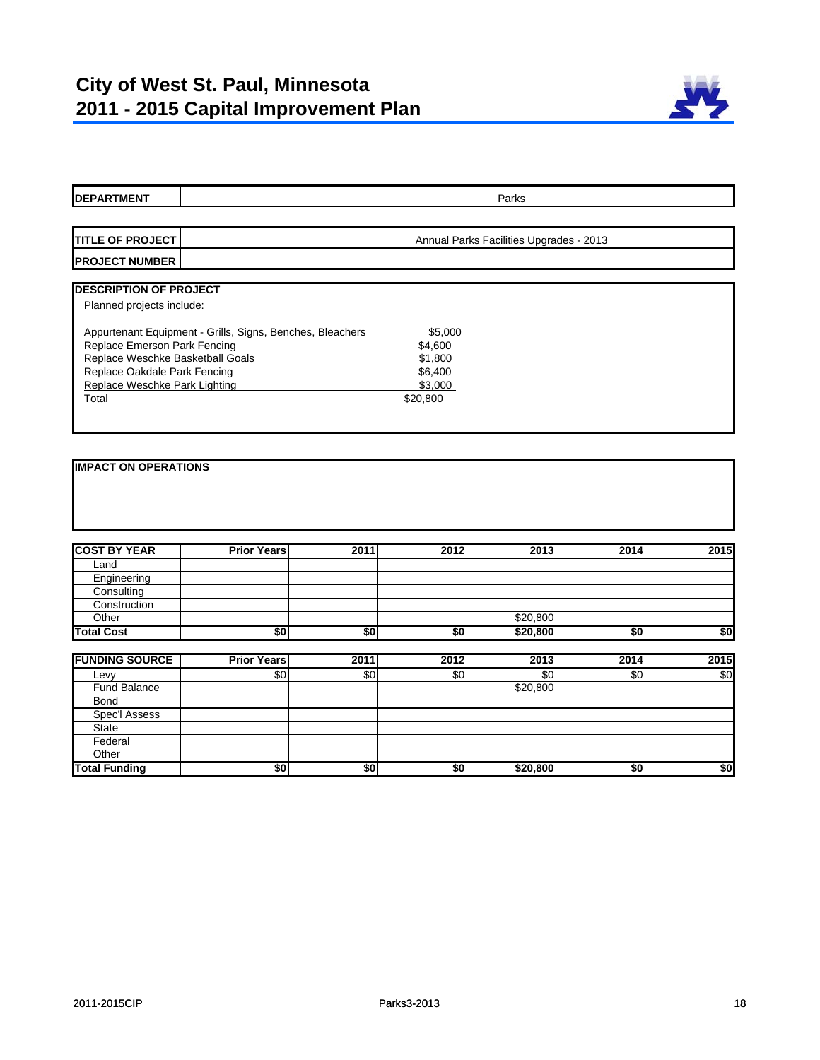# City of West St. Paul, Minnesota
# 2011 - 2015 Capital Improvement Plan

| DEPARTMENT | Parks |
|---|---|

| TITLE OF PROJECT | Annual Parks Facilities Upgrades - 2013 |
|---|---|
| PROJECT NUMBER | |

**DESCRIPTION OF PROJECT**

Planned projects include:

| Item | Amount |
|---|---|
| Appurtenant Equipment - Grills, Signs, Benches, Bleachers | $5,000 |
| Replace Emerson Park Fencing | $4,600 |
| Replace Weschke Basketball Goals | $1,800 |
| Replace Oakdale Park Fencing | $6,400 |
| Replace Weschke Park Lighting | $3,000 |
| Total | $20,800 |

**IMPACT ON OPERATIONS**

| COST BY YEAR | Prior Years | 2011 | 2012 | 2013 | 2014 | 2015 |
|---|---|---|---|---|---|---|
| Land | | | | | | |
| Engineering | | | | | | |
| Consulting | | | | | | |
| Construction | | | | | | |
| Other | | | | $20,800 | | |
| **Total Cost** | **$0** | **$0** | **$0** | **$20,800** | **$0** | **$0** |

| FUNDING SOURCE | Prior Years | 2011 | 2012 | 2013 | 2014 | 2015 |
|---|---|---|---|---|---|---|
| Levy | $0 | $0 | $0 | $0 | $0 | $0 |
| Fund Balance | | | | $20,800 | | |
| Bond | | | | | | |
| Spec'l Assess | | | | | | |
| State | | | | | | |
| Federal | | | | | | |
| Other | | | | | | |
| **Total Funding** | **$0** | **$0** | **$0** | **$20,800** | **$0** | **$0** |

2011-2015CIP Parks3-2013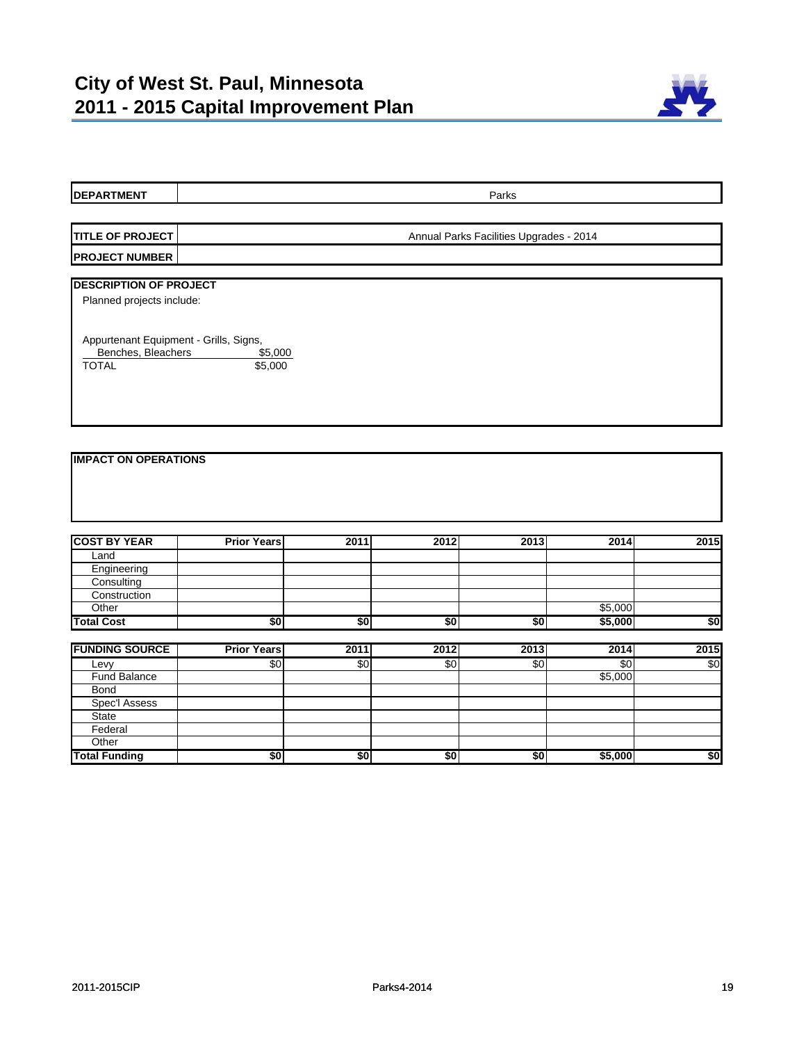# City of West St. Paul, Minnesota
# 2011 - 2015 Capital Improvement Plan

| DEPARTMENT | Parks |
|---|---|

| TITLE OF PROJECT | Annual Parks Facilities Upgrades - 2014 |
|---|---|
| PROJECT NUMBER | |

**DESCRIPTION OF PROJECT**

Planned projects include:

| | |
|---|---|
| Appurtenant Equipment - Grills, Signs, Benches, Bleachers | $5,000 |
| TOTAL | $5,000 |

**IMPACT ON OPERATIONS**

| COST BY YEAR | Prior Years | 2011 | 2012 | 2013 | 2014 | 2015 |
|---|---|---|---|---|---|---|
| Land | | | | | | |
| Engineering | | | | | | |
| Consulting | | | | | | |
| Construction | | | | | | |
| Other | | | | | $5,000 | |
| **Total Cost** | **$0** | **$0** | **$0** | **$0** | **$5,000** | **$0** |

| FUNDING SOURCE | Prior Years | 2011 | 2012 | 2013 | 2014 | 2015 |
|---|---|---|---|---|---|---|
| Levy | $0 | $0 | $0 | $0 | $0 | $0 |
| Fund Balance | | | | | $5,000 | |
| Bond | | | | | | |
| Spec'l Assess | | | | | | |
| State | | | | | | |
| Federal | | | | | | |
| Other | | | | | | |
| **Total Funding** | **$0** | **$0** | **$0** | **$0** | **$5,000** | **$0** |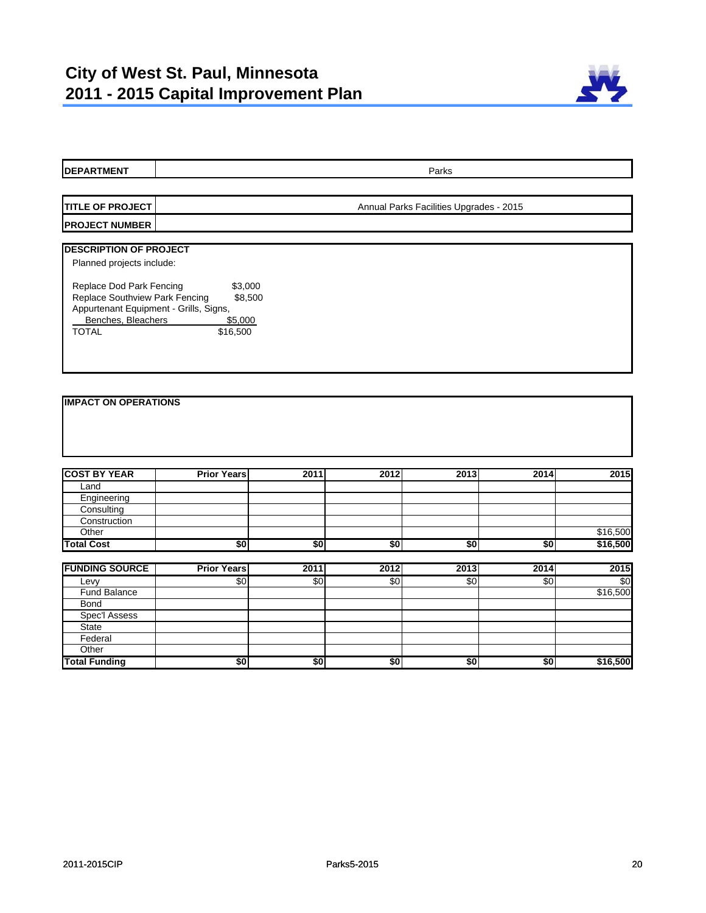# City of West St. Paul, Minnesota
# 2011 - 2015 Capital Improvement Plan

| | |
|---|---|
| **DEPARTMENT** | Parks |

| | |
|---|---|
| **TITLE OF PROJECT** | Annual Parks Facilities Upgrades - 2015 |
| **PROJECT NUMBER** | |

**DESCRIPTION OF PROJECT**

Planned projects include:

| | |
|---|---|
| Replace Dod Park Fencing | $3,000 |
| Replace Southview Park Fencing | $8,500 |
| Appurtenant Equipment - Grills, Signs, Benches, Bleachers | $5,000 |
| TOTAL | $16,500 |

**IMPACT ON OPERATIONS**

| COST BY YEAR | Prior Years | 2011 | 2012 | 2013 | 2014 | 2015 |
|---|---|---|---|---|---|---|
| Land | | | | | | |
| Engineering | | | | | | |
| Consulting | | | | | | |
| Construction | | | | | | |
| Other | | | | | | $16,500 |
| **Total Cost** | **$0** | **$0** | **$0** | **$0** | **$0** | **$16,500** |

| FUNDING SOURCE | Prior Years | 2011 | 2012 | 2013 | 2014 | 2015 |
|---|---|---|---|---|---|---|
| Levy | $0 | $0 | $0 | $0 | $0 | $0 |
| Fund Balance | | | | | | $16,500 |
| Bond | | | | | | |
| Spec'l Assess | | | | | | |
| State | | | | | | |
| Federal | | | | | | |
| Other | | | | | | |
| **Total Funding** | **$0** | **$0** | **$0** | **$0** | **$0** | **$16,500** |

2011-2015CIP Parks5-2015